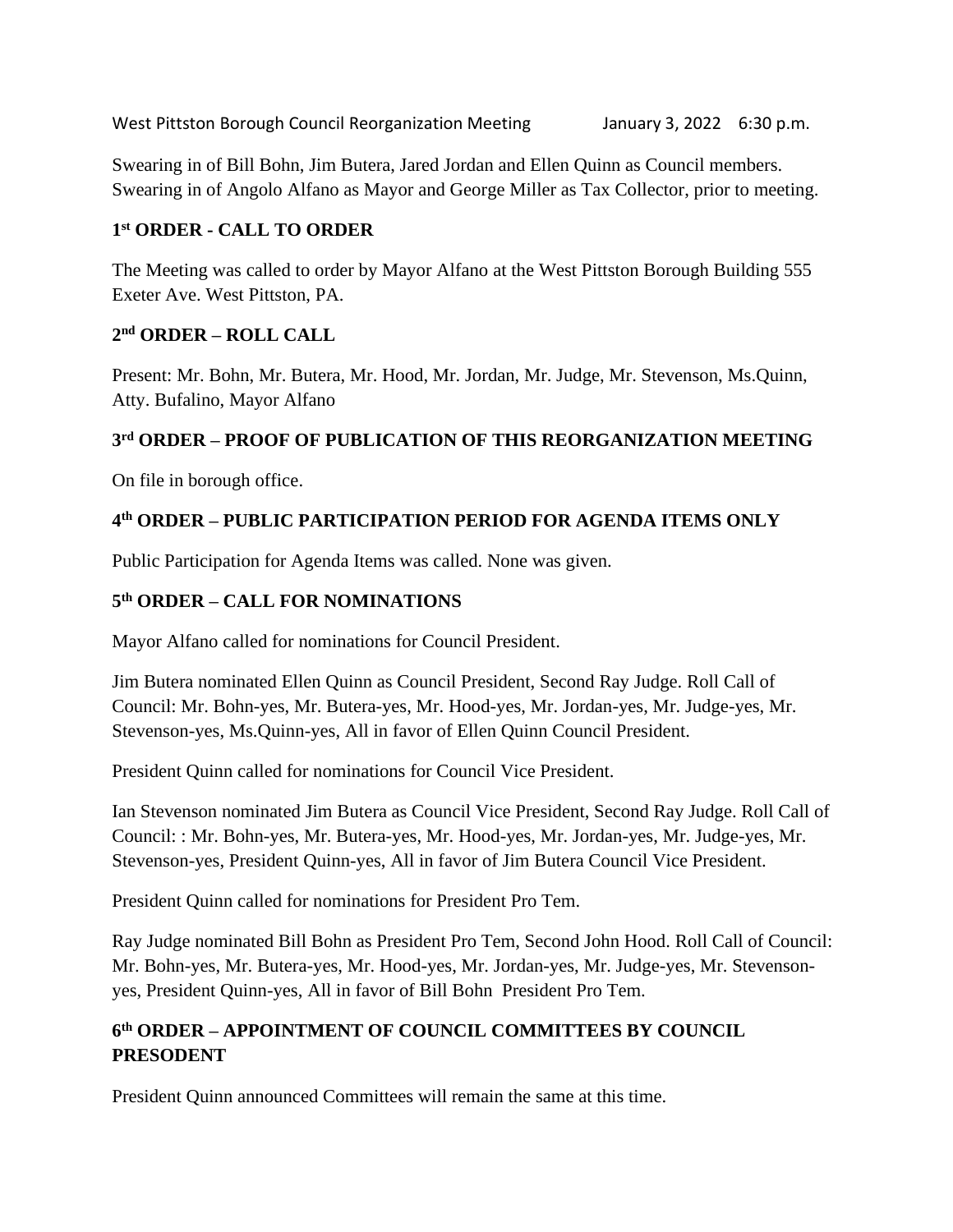West Pittston Borough Council Reorganization Meeting January 3, 2022 6:30 p.m.

Swearing in of Bill Bohn, Jim Butera, Jared Jordan and Ellen Quinn as Council members. Swearing in of Angolo Alfano as Mayor and George Miller as Tax Collector, prior to meeting.

## 1st ORDER - CALL TO ORDER

The Meeting was called to order by Mayor Alfano at the West Pittston Borough Building 555 Exeter Ave. West Pittston, PA.

## 2nd ORDER – ROLL CALL

Present: Mr. Bohn, Mr. Butera, Mr. Hood, Mr. Jordan, Mr. Judge, Mr. Stevenson, Ms.Quinn, Atty. Bufalino, Mayor Alfano

## 3rd ORDER – PROOF OF PUBLICATION OF THIS REORGANIZATION MEETING

On file in borough office.

## 4th ORDER – PUBLIC PARTICIPATION PERIOD FOR AGENDA ITEMS ONLY

Public Participation for Agenda Items was called. None was given.

## 5th ORDER – CALL FOR NOMINATIONS

Mayor Alfano called for nominations for Council President.

Jim Butera nominated Ellen Quinn as Council President, Second Ray Judge. Roll Call of Council: Mr. Bohn-yes, Mr. Butera-yes, Mr. Hood-yes, Mr. Jordan-yes, Mr. Judge-yes, Mr. Stevenson-yes, Ms.Quinn-yes, All in favor of Ellen Quinn Council President.

President Quinn called for nominations for Council Vice President.

Ian Stevenson nominated Jim Butera as Council Vice President, Second Ray Judge. Roll Call of Council: : Mr. Bohn-yes, Mr. Butera-yes, Mr. Hood-yes, Mr. Jordan-yes, Mr. Judge-yes, Mr. Stevenson-yes, President Quinn-yes, All in favor of Jim Butera Council Vice President.

President Quinn called for nominations for President Pro Tem.

Ray Judge nominated Bill Bohn as President Pro Tem, Second John Hood. Roll Call of Council: Mr. Bohn-yes, Mr. Butera-yes, Mr. Hood-yes, Mr. Jordan-yes, Mr. Judge-yes, Mr. Stevenson-yes, President Quinn-yes, All in favor of Bill Bohn President Pro Tem.

## 6th ORDER – APPOINTMENT OF COUNCIL COMMITTEES BY COUNCIL PRESODENT

President Quinn announced Committees will remain the same at this time.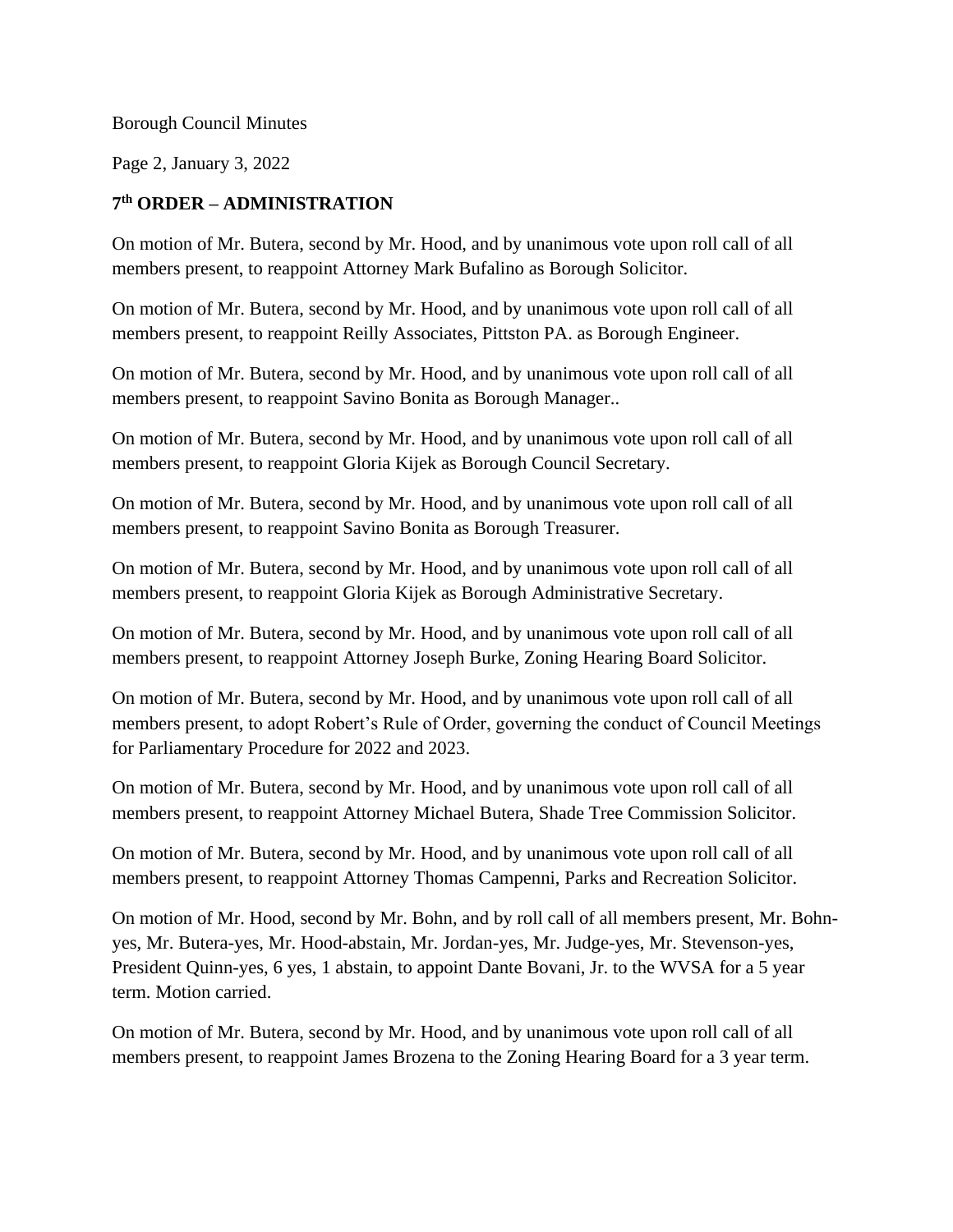## 7th ORDER – ADMINISTRATION

On motion of Mr. Butera, second by Mr. Hood, and by unanimous vote upon roll call of all members present, to reappoint Attorney Mark Bufalino as Borough Solicitor.

On motion of Mr. Butera, second by Mr. Hood, and by unanimous vote upon roll call of all members present, to reappoint Reilly Associates, Pittston PA. as Borough Engineer.

On motion of Mr. Butera, second by Mr. Hood, and by unanimous vote upon roll call of all members present, to reappoint Savino Bonita as Borough Manager..

On motion of Mr. Butera, second by Mr. Hood, and by unanimous vote upon roll call of all members present, to reappoint Gloria Kijek as Borough Council Secretary.

On motion of Mr. Butera, second by Mr. Hood, and by unanimous vote upon roll call of all members present, to reappoint Savino Bonita as Borough Treasurer.

On motion of Mr. Butera, second by Mr. Hood, and by unanimous vote upon roll call of all members present, to reappoint Gloria Kijek as Borough Administrative Secretary.

On motion of Mr. Butera, second by Mr. Hood, and by unanimous vote upon roll call of all members present, to reappoint Attorney Joseph Burke, Zoning Hearing Board Solicitor.

On motion of Mr. Butera, second by Mr. Hood, and by unanimous vote upon roll call of all members present, to adopt Robert's Rule of Order, governing the conduct of Council Meetings for Parliamentary Procedure for 2022 and 2023.

On motion of Mr. Butera, second by Mr. Hood, and by unanimous vote upon roll call of all members present, to reappoint Attorney Michael Butera, Shade Tree Commission Solicitor.

On motion of Mr. Butera, second by Mr. Hood, and by unanimous vote upon roll call of all members present, to reappoint Attorney Thomas Campenni, Parks and Recreation Solicitor.

On motion of Mr. Hood, second by Mr. Bohn, and by roll call of all members present, Mr. Bohn-yes, Mr. Butera-yes, Mr. Hood-abstain, Mr. Jordan-yes, Mr. Judge-yes, Mr. Stevenson-yes, President Quinn-yes, 6 yes, 1 abstain, to appoint Dante Bovani, Jr. to the WVSA for a 5 year term. Motion carried.

On motion of Mr. Butera, second by Mr. Hood, and by unanimous vote upon roll call of all members present, to reappoint James Brozena to the Zoning Hearing Board for a 3 year term.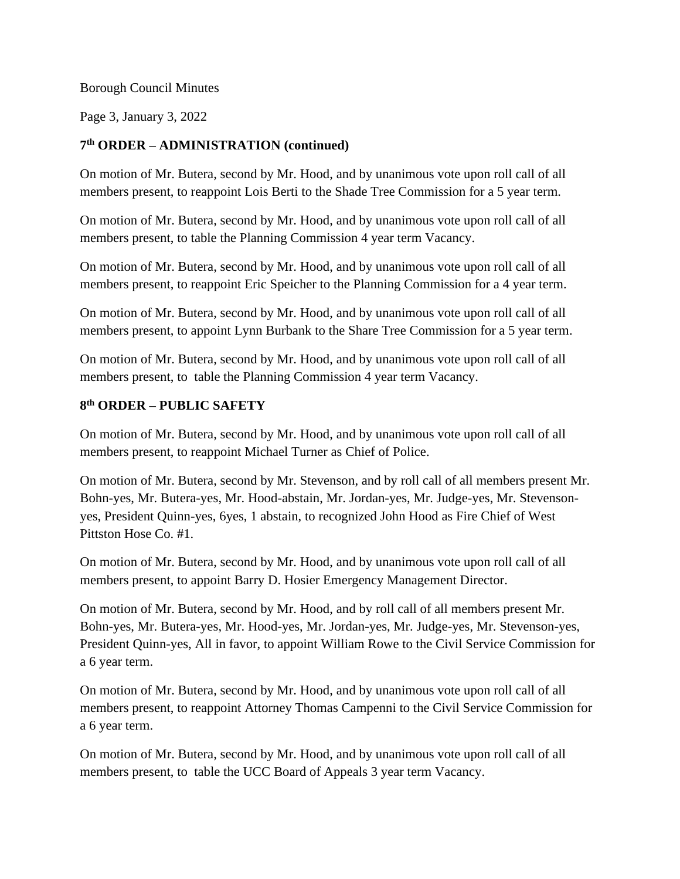Borough Council Minutes

Page 3, January 3, 2022

## 7th ORDER – ADMINISTRATION (continued)

On motion of Mr. Butera, second by Mr. Hood, and by unanimous vote upon roll call of all members present, to reappoint Lois Berti to the Shade Tree Commission for a 5 year term.

On motion of Mr. Butera, second by Mr. Hood, and by unanimous vote upon roll call of all members present, to table the Planning Commission 4 year term Vacancy.

On motion of Mr. Butera, second by Mr. Hood, and by unanimous vote upon roll call of all members present, to reappoint Eric Speicher to the Planning Commission for a 4 year term.

On motion of Mr. Butera, second by Mr. Hood, and by unanimous vote upon roll call of all members present, to appoint Lynn Burbank to the Share Tree Commission for a 5 year term.

On motion of Mr. Butera, second by Mr. Hood, and by unanimous vote upon roll call of all members present, to table the Planning Commission 4 year term Vacancy.

## 8th ORDER – PUBLIC SAFETY

On motion of Mr. Butera, second by Mr. Hood, and by unanimous vote upon roll call of all members present, to reappoint Michael Turner as Chief of Police.

On motion of Mr. Butera, second by Mr. Stevenson, and by roll call of all members present Mr. Bohn-yes, Mr. Butera-yes, Mr. Hood-abstain, Mr. Jordan-yes, Mr. Judge-yes, Mr. Stevenson-yes, President Quinn-yes, 6yes, 1 abstain, to recognized John Hood as Fire Chief of West Pittston Hose Co. #1.

On motion of Mr. Butera, second by Mr. Hood, and by unanimous vote upon roll call of all members present, to appoint Barry D. Hosier Emergency Management Director.

On motion of Mr. Butera, second by Mr. Hood, and by roll call of all members present Mr. Bohn-yes, Mr. Butera-yes, Mr. Hood-yes, Mr. Jordan-yes, Mr. Judge-yes, Mr. Stevenson-yes, President Quinn-yes, All in favor, to appoint William Rowe to the Civil Service Commission for a 6 year term.

On motion of Mr. Butera, second by Mr. Hood, and by unanimous vote upon roll call of all members present, to reappoint Attorney Thomas Campenni to the Civil Service Commission for a 6 year term.

On motion of Mr. Butera, second by Mr. Hood, and by unanimous vote upon roll call of all members present, to table the UCC Board of Appeals 3 year term Vacancy.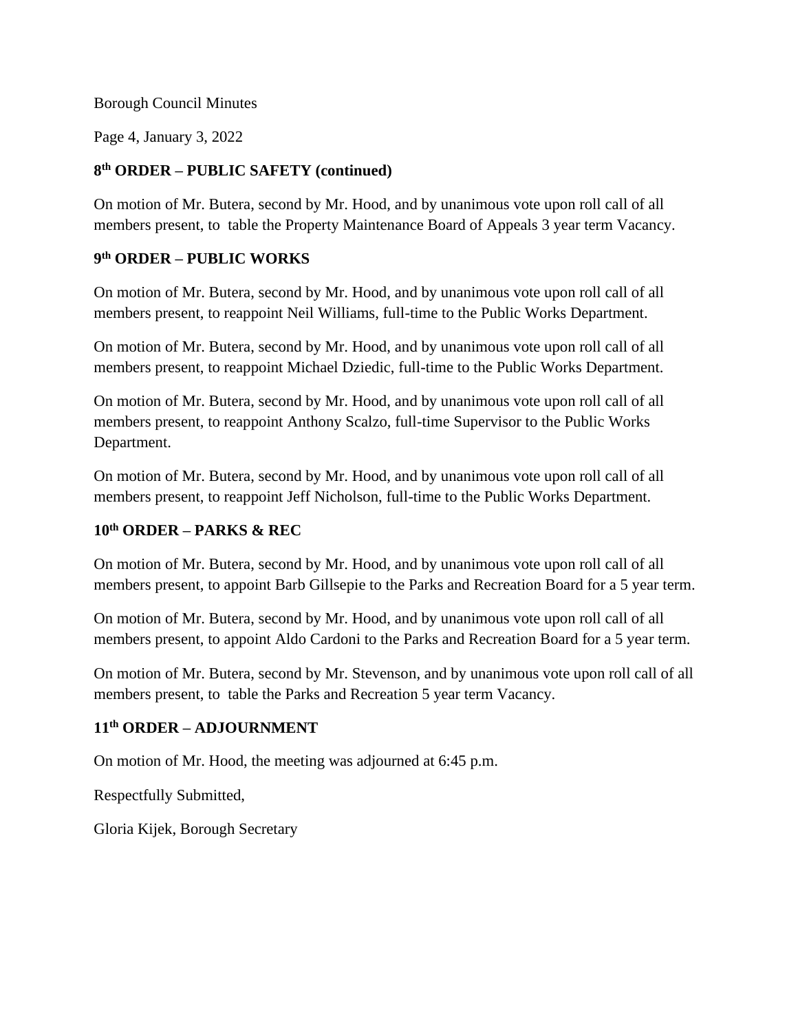Borough Council Minutes

Page 4, January 3, 2022

**8th ORDER – PUBLIC SAFETY (continued)**

On motion of Mr. Butera, second by Mr. Hood, and by unanimous vote upon roll call of all members present, to table the Property Maintenance Board of Appeals 3 year term Vacancy.

**9th ORDER – PUBLIC WORKS**

On motion of Mr. Butera, second by Mr. Hood, and by unanimous vote upon roll call of all members present, to reappoint Neil Williams, full-time to the Public Works Department.

On motion of Mr. Butera, second by Mr. Hood, and by unanimous vote upon roll call of all members present, to reappoint Michael Dziedic, full-time to the Public Works Department.

On motion of Mr. Butera, second by Mr. Hood, and by unanimous vote upon roll call of all members present, to reappoint Anthony Scalzo, full-time Supervisor to the Public Works Department.

On motion of Mr. Butera, second by Mr. Hood, and by unanimous vote upon roll call of all members present, to reappoint Jeff Nicholson, full-time to the Public Works Department.

**10th ORDER – PARKS & REC**

On motion of Mr. Butera, second by Mr. Hood, and by unanimous vote upon roll call of all members present, to appoint Barb Gillsepie to the Parks and Recreation Board for a 5 year term.

On motion of Mr. Butera, second by Mr. Hood, and by unanimous vote upon roll call of all members present, to appoint Aldo Cardoni to the Parks and Recreation Board for a 5 year term.

On motion of Mr. Butera, second by Mr. Stevenson, and by unanimous vote upon roll call of all members present, to table the Parks and Recreation 5 year term Vacancy.

**11th ORDER – ADJOURNMENT**

On motion of Mr. Hood, the meeting was adjourned at 6:45 p.m.

Respectfully Submitted,

Gloria Kijek, Borough Secretary